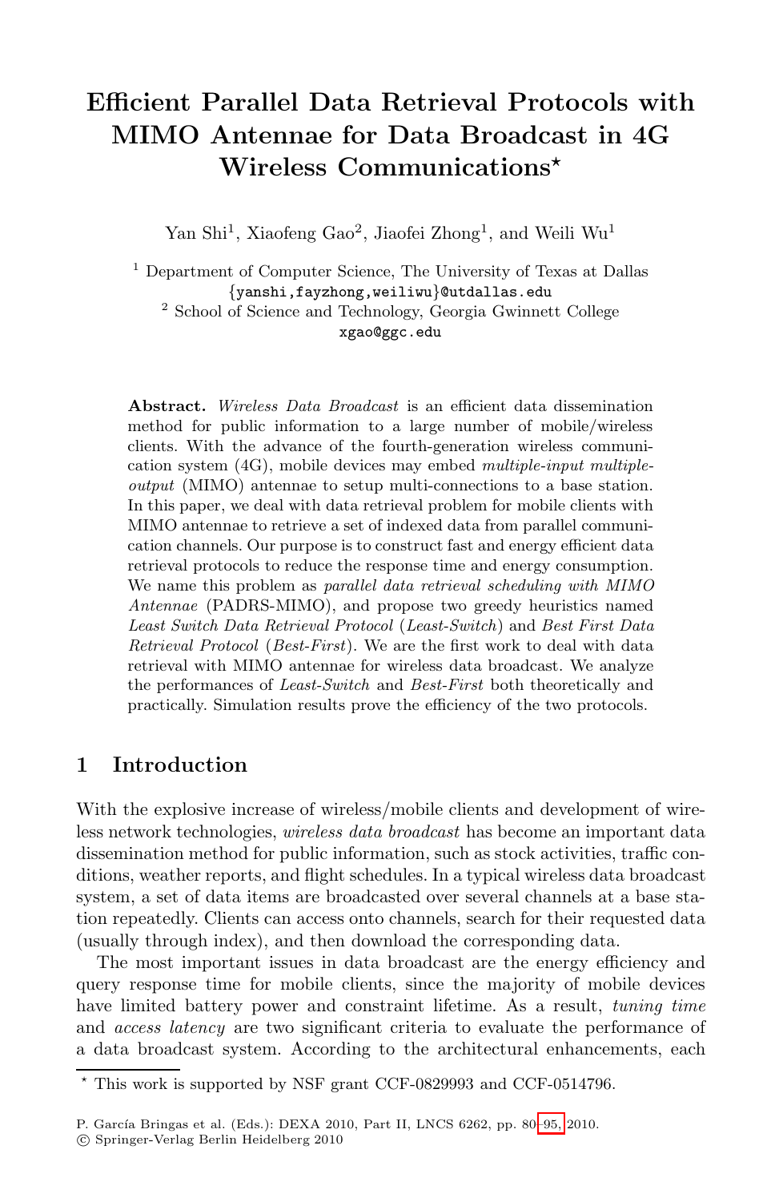# Efficient Parallel Data Retrieval Protocols with MIMO Antennae for Data Broadcast in 4G Wireless Communications*

Yan Shi[1], Xiaofeng Gao[2], Jiaofei Zhong[1], and Weili Wu[1]

[1] Department of Computer Science, The University of Texas at Dallas
{yanshi,fayzhong,weiliwu}@utdallas.edu

[2] School of Science and Technology, Georgia Gwinnett College
xgao@ggc.edu

**Abstract.** *Wireless Data Broadcast* is an efficient data dissemination method for public information to a large number of mobile/wireless clients. With the advance of the fourth-generation wireless communication system (4G), mobile devices may embed *multiple-input multiple-output* (MIMO) antennae to setup multi-connections to a base station. In this paper, we deal with data retrieval problem for mobile clients with MIMO antennae to retrieve a set of indexed data from parallel communication channels. Our purpose is to construct fast and energy efficient data retrieval protocols to reduce the response time and energy consumption. We name this problem as *parallel data retrieval scheduling with MIMO Antennae* (PADRS-MIMO), and propose two greedy heuristics named *Least Switch Data Retrieval Protocol* (*Least-Switch*) and *Best First Data Retrieval Protocol* (*Best-First*). We are the first work to deal with data retrieval with MIMO antennae for wireless data broadcast. We analyze the performances of *Least-Switch* and *Best-First* both theoretically and practically. Simulation results prove the efficiency of the two protocols.

## 1 Introduction

With the explosive increase of wireless/mobile clients and development of wireless network technologies, *wireless data broadcast* has become an important data dissemination method for public information, such as stock activities, traffic conditions, weather reports, and flight schedules. In a typical wireless data broadcast system, a set of data items are broadcasted over several channels at a base station repeatedly. Clients can access onto channels, search for their requested data (usually through index), and then download the corresponding data.

The most important issues in data broadcast are the energy efficiency and query response time for mobile clients, since the majority of mobile devices have limited battery power and constraint lifetime. As a result, *tuning time* and *access latency* are two significant criteria to evaluate the performance of a data broadcast system. According to the architectural enhancements, each

---

* This work is supported by NSF grant CCF-0829993 and CCF-0514796.

P. García Bringas et al. (Eds.): DEXA 2010, Part II, LNCS 6262, pp. 80–95, 2010.
© Springer-Verlag Berlin Heidelberg 2010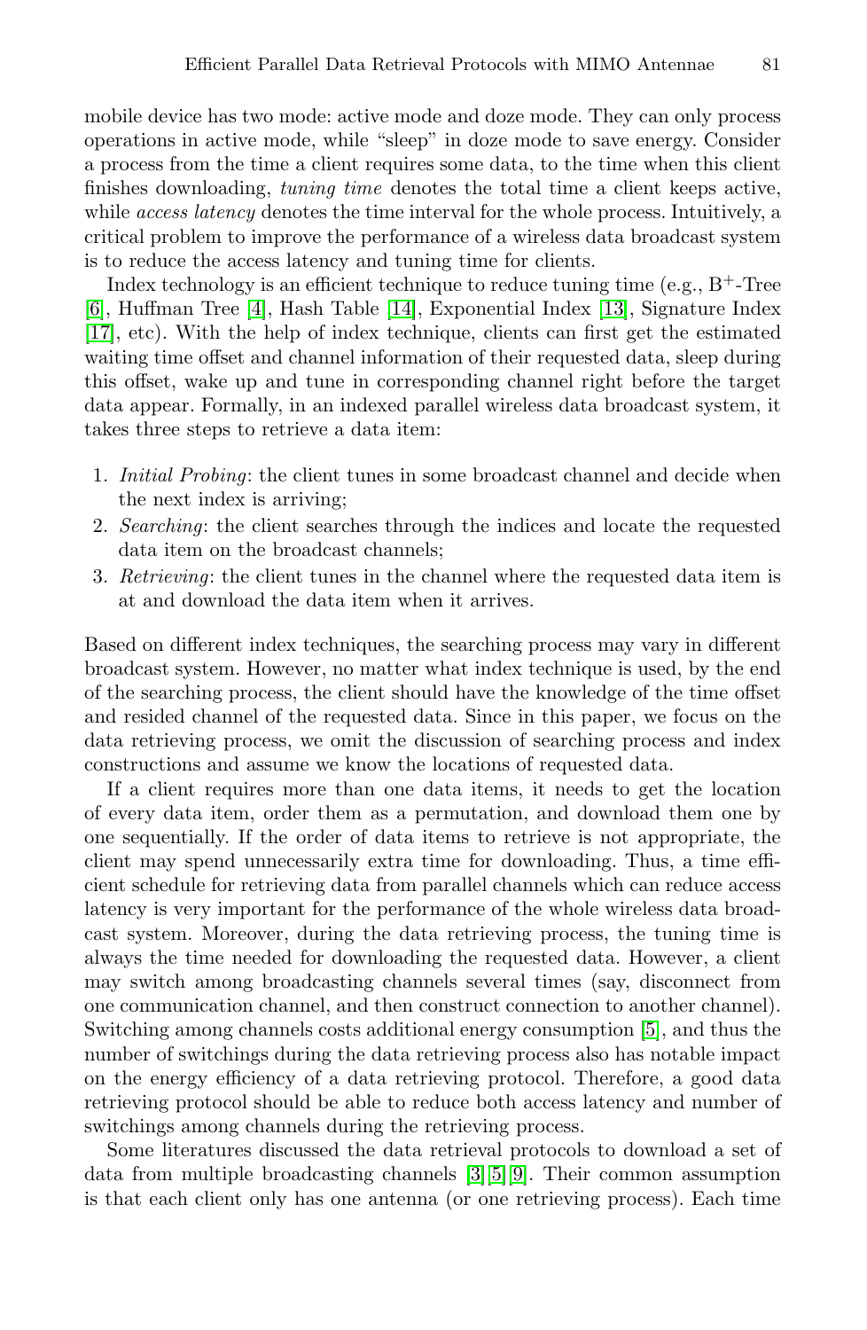mobile device has two mode: active mode and doze mode. They can only process operations in active mode, while "sleep" in doze mode to save energy. Consider a process from the time a client requires some data, to the time when this client finishes downloading, *tuning time* denotes the total time a client keeps active, while *access latency* denotes the time interval for the whole process. Intuitively, a critical problem to improve the performance of a wireless data broadcast system is to reduce the access latency and tuning time for clients.

Index technology is an efficient technique to reduce tuning time (e.g., $B^+$-Tree [6], Huffman Tree [4], Hash Table [14], Exponential Index [13], Signature Index [17], etc). With the help of index technique, clients can first get the estimated waiting time offset and channel information of their requested data, sleep during this offset, wake up and tune in corresponding channel right before the target data appear. Formally, in an indexed parallel wireless data broadcast system, it takes three steps to retrieve a data item:

1. *Initial Probing*: the client tunes in some broadcast channel and decide when the next index is arriving;
2. *Searching*: the client searches through the indices and locate the requested data item on the broadcast channels;
3. *Retrieving*: the client tunes in the channel where the requested data item is at and download the data item when it arrives.

Based on different index techniques, the searching process may vary in different broadcast system. However, no matter what index technique is used, by the end of the searching process, the client should have the knowledge of the time offset and resided channel of the requested data. Since in this paper, we focus on the data retrieving process, we omit the discussion of searching process and index constructions and assume we know the locations of requested data.

If a client requires more than one data items, it needs to get the location of every data item, order them as a permutation, and download them one by one sequentially. If the order of data items to retrieve is not appropriate, the client may spend unnecessarily extra time for downloading. Thus, a time efficient schedule for retrieving data from parallel channels which can reduce access latency is very important for the performance of the whole wireless data broadcast system. Moreover, during the data retrieving process, the tuning time is always the time needed for downloading the requested data. However, a client may switch among broadcasting channels several times (say, disconnect from one communication channel, and then construct connection to another channel). Switching among channels costs additional energy consumption [5], and thus the number of switchings during the data retrieving process also has notable impact on the energy efficiency of a data retrieving protocol. Therefore, a good data retrieving protocol should be able to reduce both access latency and number of switchings among channels during the retrieving process.

Some literatures discussed the data retrieval protocols to download a set of data from multiple broadcasting channels [3][5][9]. Their common assumption is that each client only has one antenna (or one retrieving process). Each time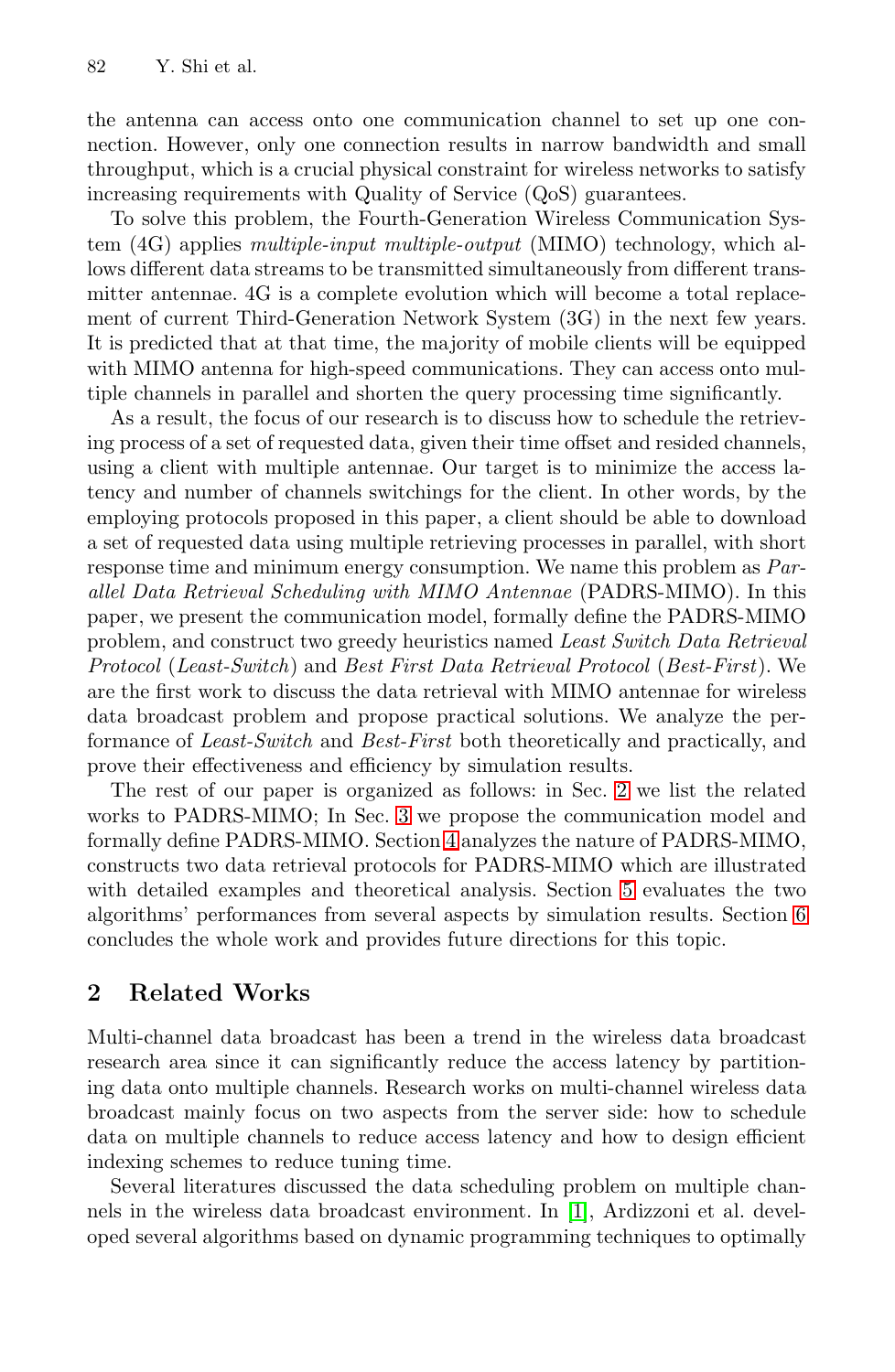the antenna can access onto one communication channel to set up one connection. However, only one connection results in narrow bandwidth and small throughput, which is a crucial physical constraint for wireless networks to satisfy increasing requirements with Quality of Service (QoS) guarantees.

To solve this problem, the Fourth-Generation Wireless Communication System (4G) applies *multiple-input multiple-output* (MIMO) technology, which allows different data streams to be transmitted simultaneously from different transmitter antennae. 4G is a complete evolution which will become a total replacement of current Third-Generation Network System (3G) in the next few years. It is predicted that at that time, the majority of mobile clients will be equipped with MIMO antenna for high-speed communications. They can access onto multiple channels in parallel and shorten the query processing time significantly.

As a result, the focus of our research is to discuss how to schedule the retrieving process of a set of requested data, given their time offset and resided channels, using a client with multiple antennae. Our target is to minimize the access latency and number of channels switchings for the client. In other words, by the employing protocols proposed in this paper, a client should be able to download a set of requested data using multiple retrieving processes in parallel, with short response time and minimum energy consumption. We name this problem as *Parallel Data Retrieval Scheduling with MIMO Antennae* (PADRS-MIMO). In this paper, we present the communication model, formally define the PADRS-MIMO problem, and construct two greedy heuristics named *Least Switch Data Retrieval Protocol* (*Least-Switch*) and *Best First Data Retrieval Protocol* (*Best-First*). We are the first work to discuss the data retrieval with MIMO antennae for wireless data broadcast problem and propose practical solutions. We analyze the performance of *Least-Switch* and *Best-First* both theoretically and practically, and prove their effectiveness and efficiency by simulation results.

The rest of our paper is organized as follows: in Sec. 2 we list the related works to PADRS-MIMO; In Sec. 3 we propose the communication model and formally define PADRS-MIMO. Section 4 analyzes the nature of PADRS-MIMO, constructs two data retrieval protocols for PADRS-MIMO which are illustrated with detailed examples and theoretical analysis. Section 5 evaluates the two algorithms' performances from several aspects by simulation results. Section 6 concludes the whole work and provides future directions for this topic.

## 2 Related Works

Multi-channel data broadcast has been a trend in the wireless data broadcast research area since it can significantly reduce the access latency by partitioning data onto multiple channels. Research works on multi-channel wireless data broadcast mainly focus on two aspects from the server side: how to schedule data on multiple channels to reduce access latency and how to design efficient indexing schemes to reduce tuning time.

Several literatures discussed the data scheduling problem on multiple channels in the wireless data broadcast environment. In [1], Ardizzoni et al. developed several algorithms based on dynamic programming techniques to optimally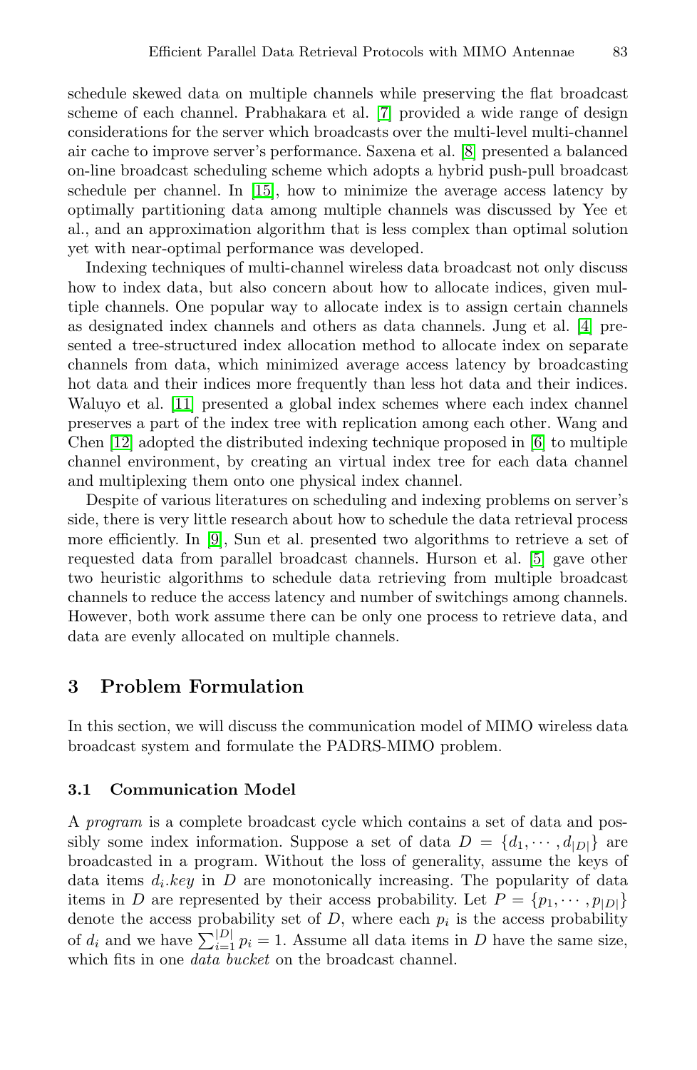schedule skewed data on multiple channels while preserving the flat broadcast scheme of each channel. Prabhakara et al. [7] provided a wide range of design considerations for the server which broadcasts over the multi-level multi-channel air cache to improve server's performance. Saxena et al. [8] presented a balanced on-line broadcast scheduling scheme which adopts a hybrid push-pull broadcast schedule per channel. In [15], how to minimize the average access latency by optimally partitioning data among multiple channels was discussed by Yee et al., and an approximation algorithm that is less complex than optimal solution yet with near-optimal performance was developed.

Indexing techniques of multi-channel wireless data broadcast not only discuss how to index data, but also concern about how to allocate indices, given multiple channels. One popular way to allocate index is to assign certain channels as designated index channels and others as data channels. Jung et al. [4] presented a tree-structured index allocation method to allocate index on separate channels from data, which minimized average access latency by broadcasting hot data and their indices more frequently than less hot data and their indices. Waluyo et al. [11] presented a global index schemes where each index channel preserves a part of the index tree with replication among each other. Wang and Chen [12] adopted the distributed indexing technique proposed in [6] to multiple channel environment, by creating an virtual index tree for each data channel and multiplexing them onto one physical index channel.

Despite of various literatures on scheduling and indexing problems on server's side, there is very little research about how to schedule the data retrieval process more efficiently. In [9], Sun et al. presented two algorithms to retrieve a set of requested data from parallel broadcast channels. Hurson et al. [5] gave other two heuristic algorithms to schedule data retrieving from multiple broadcast channels to reduce the access latency and number of switchings among channels. However, both work assume there can be only one process to retrieve data, and data are evenly allocated on multiple channels.

# 3 Problem Formulation

In this section, we will discuss the communication model of MIMO wireless data broadcast system and formulate the PADRS-MIMO problem.

## 3.1 Communication Model

A *program* is a complete broadcast cycle which contains a set of data and possibly some index information. Suppose a set of data $D = \{d_1, \cdots, d_{|D|}\}$ are broadcasted in a program. Without the loss of generality, assume the keys of data items $d_i.key$ in $D$ are monotonically increasing. The popularity of data items in $D$ are represented by their access probability. Let $P = \{p_1, \cdots, p_{|D|}\}$ denote the access probability set of $D$, where each $p_i$ is the access probability of $d_i$ and we have $\sum_{i=1}^{|D|} p_i = 1$. Assume all data items in $D$ have the same size, which fits in one *data bucket* on the broadcast channel.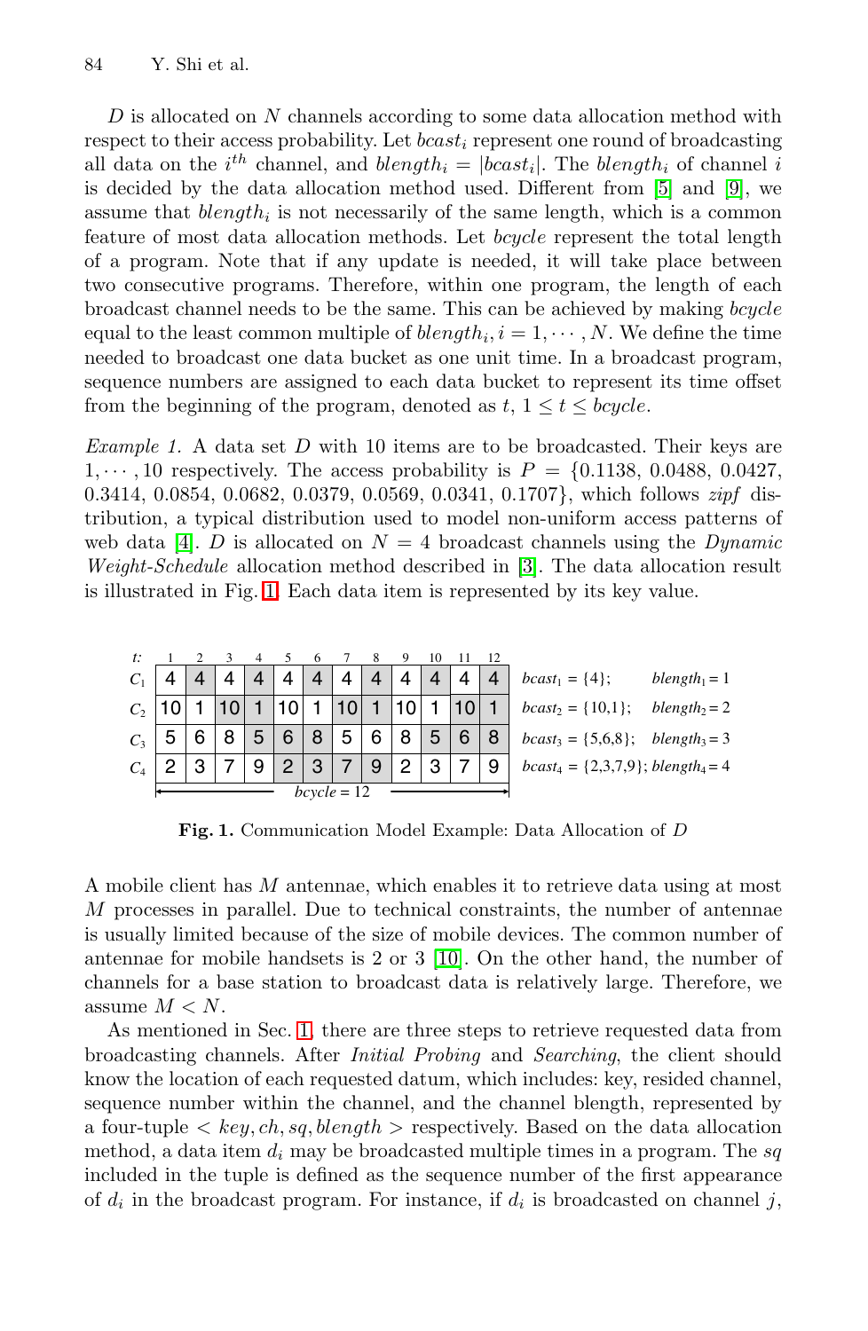$D$ is allocated on $N$ channels according to some data allocation method with respect to their access probability. Let $bcast_i$ represent one round of broadcasting all data on the $i^{th}$ channel, and $blength_i = |bcast_i|$. The $blength_i$ of channel $i$ is decided by the data allocation method used. Different from [5] and [9], we assume that $blength_i$ is not necessarily of the same length, which is a common feature of most data allocation methods. Let $bcycle$ represent the total length of a program. Note that if any update is needed, it will take place between two consecutive programs. Therefore, within one program, the length of each broadcast channel needs to be the same. This can be achieved by making $bcycle$ equal to the least common multiple of $blength_i, i = 1, \cdots, N$. We define the time needed to broadcast one data bucket as one unit time. In a broadcast program, sequence numbers are assigned to each data bucket to represent its time offset from the beginning of the program, denoted as $t$, $1 \leq t \leq bcycle$.

*Example 1.* A data set $D$ with 10 items are to be broadcasted. Their keys are $1, \cdots, 10$ respectively. The access probability is $P = \{0.1138, 0.0488, 0.0427, 0.3414, 0.0854, 0.0682, 0.0379, 0.0569, 0.0341, 0.1707\}$, which follows *zipf* distribution, a typical distribution used to model non-uniform access patterns of web data [4]. $D$ is allocated on $N = 4$ broadcast channels using the *Dynamic Weight-Schedule* allocation method described in [3]. The data allocation result is illustrated in Fig. 1. Each data item is represented by its key value.

| t: | 1 | 2 | 3 | 4 | 5 | 6 | 7 | 8 | 9 | 10 | 11 | 12 | | |
|---|---|---|---|---|---|---|---|---|---|---|---|---|---|---|
| $C_1$ | 4 | 4 | 4 | 4 | 4 | 4 | 4 | 4 | 4 | 4 | 4 | 4 | $bcast_1 = \{4\}$; | $blength_1 = 1$ |
| $C_2$ | 10 | 1 | 10 | 1 | 10 | 1 | 10 | 1 | 10 | 1 | 10 | 1 | $bcast_2 = \{10,1\}$; | $blength_2 = 2$ |
| $C_3$ | 5 | 6 | 8 | 5 | 6 | 8 | 5 | 6 | 8 | 5 | 6 | 8 | $bcast_3 = \{5,6,8\}$; | $blength_3 = 3$ |
| $C_4$ | 2 | 3 | 7 | 9 | 2 | 3 | 7 | 9 | 2 | 3 | 7 | 9 | $bcast_4 = \{2,3,7,9\}$; | $blength_4 = 4$ |

$bcycle = 12$

**Fig. 1.** Communication Model Example: Data Allocation of $D$

A mobile client has $M$ antennae, which enables it to retrieve data using at most $M$ processes in parallel. Due to technical constraints, the number of antennae is usually limited because of the size of mobile devices. The common number of antennae for mobile handsets is 2 or 3 [10]. On the other hand, the number of channels for a base station to broadcast data is relatively large. Therefore, we assume $M < N$.

As mentioned in Sec. 1, there are three steps to retrieve requested data from broadcasting channels. After *Initial Probing* and *Searching*, the client should know the location of each requested datum, which includes: key, resided channel, sequence number within the channel, and the channel blength, represented by a four-tuple $< key, ch, sq, blength >$ respectively. Based on the data allocation method, a data item $d_i$ may be broadcasted multiple times in a program. The $sq$ included in the tuple is defined as the sequence number of the first appearance of $d_i$ in the broadcast program. For instance, if $d_i$ is broadcasted on channel $j$,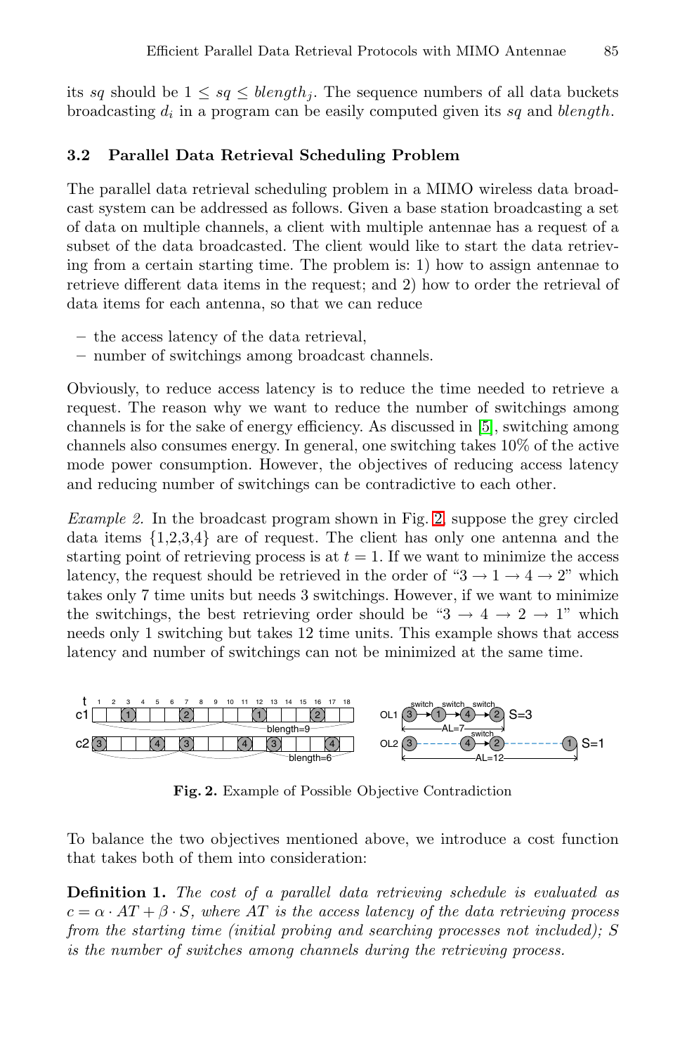its $sq$ should be $1 \leq sq \leq blength_j$. The sequence numbers of all data buckets broadcasting $d_i$ in a program can be easily computed given its $sq$ and $blength$.

### 3.2 Parallel Data Retrieval Scheduling Problem

The parallel data retrieval scheduling problem in a MIMO wireless data broadcast system can be addressed as follows. Given a base station broadcasting a set of data on multiple channels, a client with multiple antennae has a request of a subset of the data broadcasted. The client would like to start the data retrieving from a certain starting time. The problem is: 1) how to assign antennae to retrieve different data items in the request; and 2) how to order the retrieval of data items for each antenna, so that we can reduce

- the access latency of the data retrieval,
- number of switchings among broadcast channels.

Obviously, to reduce access latency is to reduce the time needed to retrieve a request. The reason why we want to reduce the number of switchings among channels is for the sake of energy efficiency. As discussed in [5], switching among channels also consumes energy. In general, one switching takes 10% of the active mode power consumption. However, the objectives of reducing access latency and reducing number of switchings can be contradictive to each other.

*Example 2.* In the broadcast program shown in Fig. 2, suppose the grey circled data items {1,2,3,4} are of request. The client has only one antenna and the starting point of retrieving process is at $t = 1$. If we want to minimize the access latency, the request should be retrieved in the order of "$3 \rightarrow 1 \rightarrow 4 \rightarrow 2$" which takes only 7 time units but needs 3 switchings. However, if we want to minimize the switchings, the best retrieving order should be "$3 \rightarrow 4 \rightarrow 2 \rightarrow 1$" which needs only 1 switching but takes 12 time units. This example shows that access latency and number of switchings can not be minimized at the same time.

**Fig. 2.** Example of Possible Objective Contradiction

To balance the two objectives mentioned above, we introduce a cost function that takes both of them into consideration:

**Definition 1.** *The cost of a parallel data retrieving schedule is evaluated as* $c = \alpha \cdot AT + \beta \cdot S$*, where* $AT$ *is the access latency of the data retrieving process from the starting time (initial probing and searching processes not included);* $S$ *is the number of switches among channels during the retrieving process.*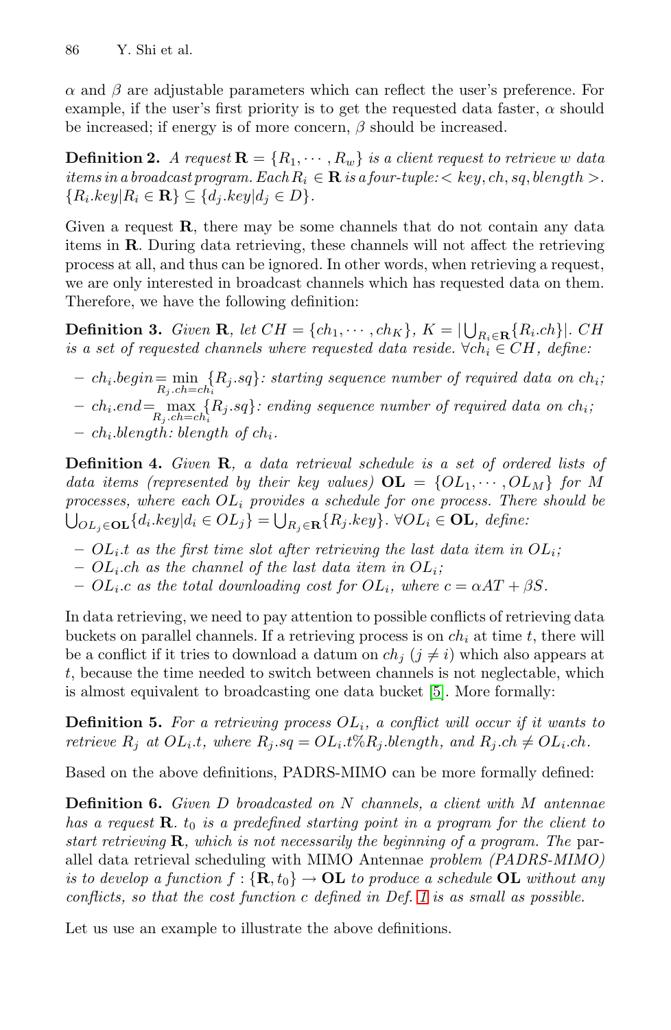$\alpha$ and $\beta$ are adjustable parameters which can reflect the user's preference. For example, if the user's first priority is to get the requested data faster, $\alpha$ should be increased; if energy is of more concern, $\beta$ should be increased.

**Definition 2.** *A request* $\mathbf{R} = \{R_1, \cdots, R_w\}$ *is a client request to retrieve* $w$ *data items in a broadcast program. Each* $R_i \in \mathbf{R}$ *is a four-tuple:* $< key, ch, sq, blength >$. $\{R_i.key | R_i \in \mathbf{R}\} \subseteq \{d_j.key | d_j \in D\}$.

Given a request $\mathbf{R}$, there may be some channels that do not contain any data items in $\mathbf{R}$. During data retrieving, these channels will not affect the retrieving process at all, and thus can be ignored. In other words, when retrieving a request, we are only interested in broadcast channels which has requested data on them. Therefore, we have the following definition:

**Definition 3.** *Given* $\mathbf{R}$*, let* $CH = \{ch_1, \cdots, ch_K\}$, $K = |\bigcup_{R_i \in \mathbf{R}} \{R_i.ch\}|$. $CH$ *is a set of requested channels where requested data reside.* $\forall ch_i \in CH$*, define:*

- $ch_i.begin = \min_{R_j.ch = ch_i} \{R_j.sq\}$*: starting sequence number of required data on* $ch_i$*;*
- $ch_i.end = \max_{R_j.ch = ch_i} \{R_j.sq\}$*: ending sequence number of required data on* $ch_i$*;*
- $ch_i.blength$*: blength of* $ch_i$*.*

**Definition 4.** *Given* $\mathbf{R}$*, a data retrieval schedule is a set of ordered lists of data items (represented by their key values)* $\mathbf{OL} = \{OL_1, \cdots, OL_M\}$ *for* $M$ *processes, where each* $OL_i$ *provides a schedule for one process. There should be* $\bigcup_{OL_j \in \mathbf{OL}} \{d_i.key | d_i \in OL_j\} = \bigcup_{R_j \in \mathbf{R}} \{R_j.key\}$. $\forall OL_i \in \mathbf{OL}$*, define:*

- $OL_i.t$ *as the first time slot after retrieving the last data item in* $OL_i$*;*
- $OL_i.ch$ *as the channel of the last data item in* $OL_i$*;*
- $OL_i.c$ *as the total downloading cost for* $OL_i$*, where* $c = \alpha AT + \beta S$*.*

In data retrieving, we need to pay attention to possible conflicts of retrieving data buckets on parallel channels. If a retrieving process is on $ch_i$ at time $t$, there will be a conflict if it tries to download a datum on $ch_j$ $(j \neq i)$ which also appears at $t$, because the time needed to switch between channels is not neglectable, which is almost equivalent to broadcasting one data bucket [5]. More formally:

**Definition 5.** *For a retrieving process* $OL_i$*, a conflict will occur if it wants to retrieve* $R_j$ *at* $OL_i.t$*, where* $R_j.sq = OL_i.t \% R_j.blength$*, and* $R_j.ch \neq OL_i.ch$*.*

Based on the above definitions, PADRS-MIMO can be more formally defined:

**Definition 6.** *Given* $D$ *broadcasted on* $N$ *channels, a client with* $M$ *antennae has a request* $\mathbf{R}$. $t_0$ *is a predefined starting point in a program for the client to start retrieving* $\mathbf{R}$*, which is not necessarily the beginning of a program. The* parallel data retrieval scheduling with MIMO Antennae *problem (PADRS-MIMO) is to develop a function* $f : \{\mathbf{R}, t_0\} \rightarrow \mathbf{OL}$ *to produce a schedule* $\mathbf{OL}$ *without any conflicts, so that the cost function* $c$ *defined in Def. 1 is as small as possible.*

Let us use an example to illustrate the above definitions.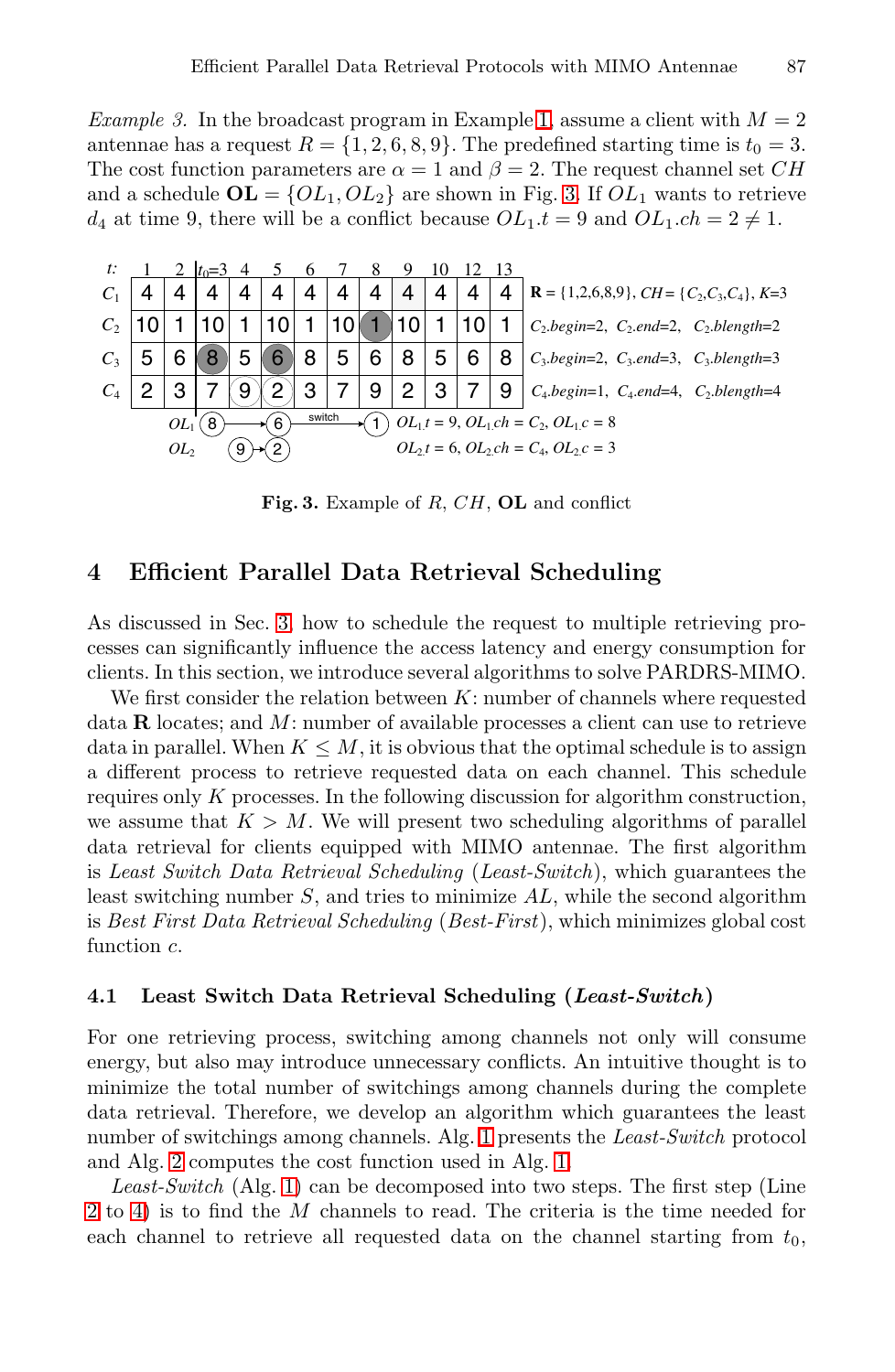*Example 3.* In the broadcast program in Example 1, assume a client with $M = 2$ antennae has a request $R = \{1, 2, 6, 8, 9\}$. The predefined starting time is $t_0 = 3$. The cost function parameters are $\alpha = 1$ and $\beta = 2$. The request channel set $CH$ and a schedule $\mathbf{OL} = \{OL_1, OL_2\}$ are shown in Fig. 3. If $OL_1$ wants to retrieve $d_4$ at time 9, there will be a conflict because $OL_1.t = 9$ and $OL_1.ch = 2 \neq 1$.

| t: | 1 | 2 | $t_0$=3 | 4 | 5 | 6 | 7 | 8 | 9 | 10 | 12 | 13 | |
|---|---|---|---|---|---|---|---|---|---|---|---|---|---|
| $C_1$ | 4 | 4 | 4 | 4 | 4 | 4 | 4 | 4 | 4 | 4 | 4 | 4 | **R** = {1,2,6,8,9}, *CH* = {$C_2$,$C_3$,$C_4$}, *K*=3 |
| $C_2$ | 10 | 1 | 10 | 1 | 10 | 1 | 10 | 1 | 10 | 1 | 10 | 1 | $C_2$.*begin*=2, $C_2$.*end*=2, $C_2$.*blength*=2 |
| $C_3$ | 5 | 6 | 8 | 5 | 6 | 8 | 5 | 6 | 8 | 5 | 6 | 8 | $C_3$.*begin*=2, $C_3$.*end*=3, $C_3$.*blength*=3 |
| $C_4$ | 2 | 3 | 7 | 9 | 2 | 3 | 7 | 9 | 2 | 3 | 7 | 9 | $C_4$.*begin*=1, $C_4$.*end*=4, $C_2$.*blength*=4 |

$OL_1$: 8 → 6 —switch→ 1  $OL_1.t = 9$, $OL_1.ch = C_2$, $OL_1.c = 8$

$OL_2$: 9 → 2  $OL_2.t = 6$, $OL_2.ch = C_4$, $OL_2.c = 3$

**Fig. 3.** Example of $R$, $CH$, $\mathbf{OL}$ and conflict

## 4 Efficient Parallel Data Retrieval Scheduling

As discussed in Sec. 3, how to schedule the request to multiple retrieving processes can significantly influence the access latency and energy consumption for clients. In this section, we introduce several algorithms to solve PARDRS-MIMO.

We first consider the relation between $K$: number of channels where requested data $\mathbf{R}$ locates; and $M$: number of available processes a client can use to retrieve data in parallel. When $K \leq M$, it is obvious that the optimal schedule is to assign a different process to retrieve requested data on each channel. This schedule requires only $K$ processes. In the following discussion for algorithm construction, we assume that $K > M$. We will present two scheduling algorithms of parallel data retrieval for clients equipped with MIMO antennae. The first algorithm is *Least Switch Data Retrieval Scheduling* (*Least-Switch*), which guarantees the least switching number $S$, and tries to minimize $AL$, while the second algorithm is *Best First Data Retrieval Scheduling* (*Best-First*), which minimizes global cost function $c$.

### 4.1 Least Switch Data Retrieval Scheduling (*Least-Switch*)

For one retrieving process, switching among channels not only will consume energy, but also may introduce unnecessary conflicts. An intuitive thought is to minimize the total number of switchings among channels during the complete data retrieval. Therefore, we develop an algorithm which guarantees the least number of switchings among channels. Alg. 1 presents the *Least-Switch* protocol and Alg. 2 computes the cost function used in Alg. 1.

*Least-Switch* (Alg. 1) can be decomposed into two steps. The first step (Line 2 to 4) is to find the $M$ channels to read. The criteria is the time needed for each channel to retrieve all requested data on the channel starting from $t_0$,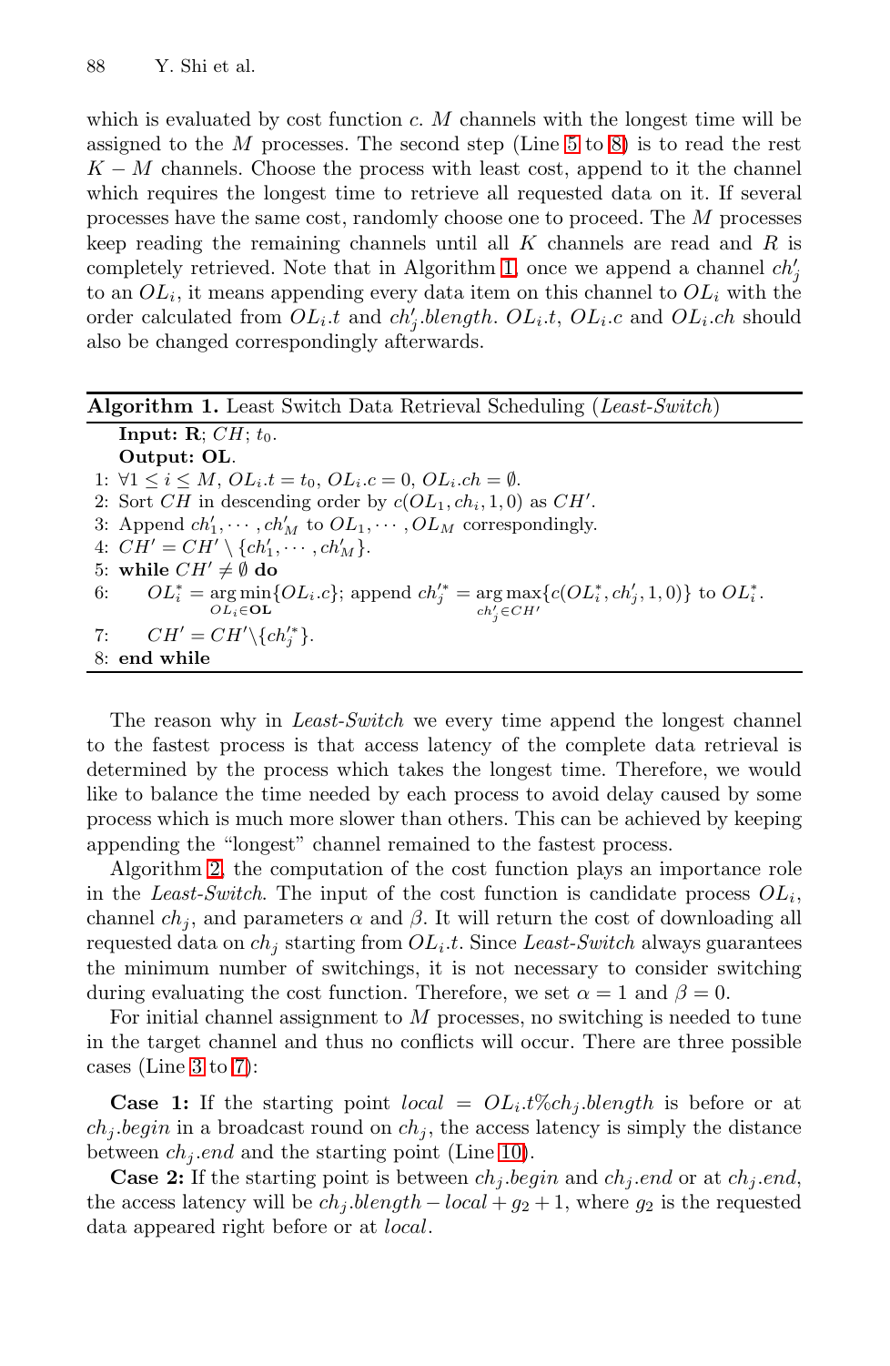which is evaluated by cost function $c$. $M$ channels with the longest time will be assigned to the $M$ processes. The second step (Line 5 to 8) is to read the rest $K - M$ channels. Choose the process with least cost, append to it the channel which requires the longest time to retrieve all requested data on it. If several processes have the same cost, randomly choose one to proceed. The $M$ processes keep reading the remaining channels until all $K$ channels are read and $R$ is completely retrieved. Note that in Algorithm 1, once we append a channel $ch'_j$ to an $OL_i$, it means appending every data item on this channel to $OL_i$ with the order calculated from $OL_i.t$ and $ch'_j.blength$. $OL_i.t$, $OL_i.c$ and $OL_i.ch$ should also be changed correspondingly afterwards.

**Algorithm 1.** Least Switch Data Retrieval Scheduling (*Least-Switch*)

**Input:** **R**; $CH$; $t_0$.
**Output:** **OL**.

1: $\forall 1 \leq i \leq M$, $OL_i.t = t_0$, $OL_i.c = 0$, $OL_i.ch = \emptyset$.
2: Sort $CH$ in descending order by $c(OL_1, ch_i, 1, 0)$ as $CH'$.
3: Append $ch'_1, \cdots, ch'_M$ to $OL_1, \cdots, OL_M$ correspondingly.
4: $CH' = CH' \setminus \{ch'_1, \cdots, ch'_M\}$.
5: **while** $CH' \neq \emptyset$ **do**
6: $\quad OL^*_i = \underset{OL_i \in \mathbf{OL}}{\arg\min}\{OL_i.c\}$; append $ch'^*_j = \underset{ch'_j \in CH'}{\arg\max}\{c(OL^*_i, ch'_j, 1, 0)\}$ to $OL^*_i$.
7: $\quad CH' = CH' \setminus \{ch'^*_j\}$.
8: **end while**

The reason why in *Least-Switch* we every time append the longest channel to the fastest process is that access latency of the complete data retrieval is determined by the process which takes the longest time. Therefore, we would like to balance the time needed by each process to avoid delay caused by some process which is much more slower than others. This can be achieved by keeping appending the "longest" channel remained to the fastest process.

Algorithm 2, the computation of the cost function plays an importance role in the *Least-Switch*. The input of the cost function is candidate process $OL_i$, channel $ch_j$, and parameters $\alpha$ and $\beta$. It will return the cost of downloading all requested data on $ch_j$ starting from $OL_i.t$. Since *Least-Switch* always guarantees the minimum number of switchings, it is not necessary to consider switching during evaluating the cost function. Therefore, we set $\alpha = 1$ and $\beta = 0$.

For initial channel assignment to $M$ processes, no switching is needed to tune in the target channel and thus no conflicts will occur. There are three possible cases (Line 3 to 7):

**Case 1:** If the starting point $local = OL_i.t\%ch_j.blength$ is before or at $ch_j.begin$ in a broadcast round on $ch_j$, the access latency is simply the distance between $ch_j.end$ and the starting point (Line 10).

**Case 2:** If the starting point is between $ch_j.begin$ and $ch_j.end$ or at $ch_j.end$, the access latency will be $ch_j.blength - local + g_2 + 1$, where $g_2$ is the requested data appeared right before or at $local$.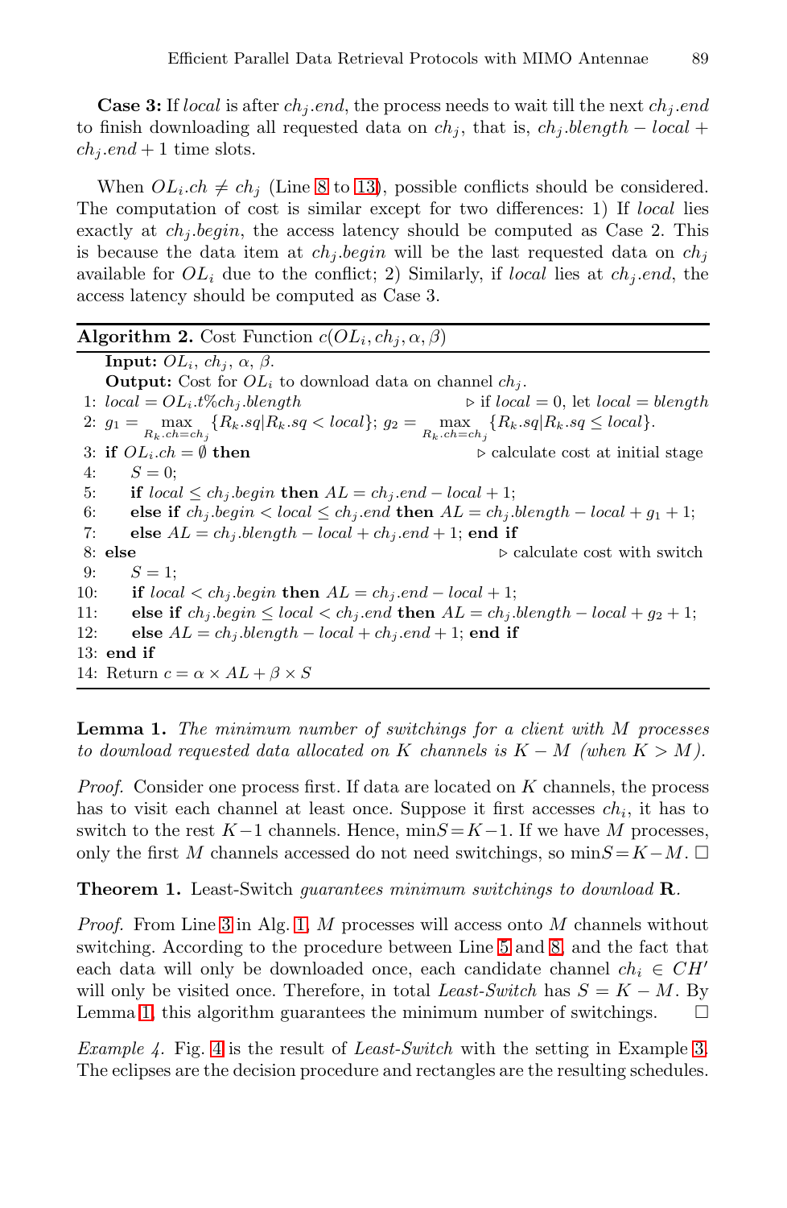**Case 3:** If *local* is after $ch_j.end$, the process needs to wait till the next $ch_j.end$ to finish downloading all requested data on $ch_j$, that is, $ch_j.blength - local + ch_j.end + 1$ time slots.

When $OL_i.ch \neq ch_j$ (Line 8 to 13), possible conflicts should be considered. The computation of cost is similar except for two differences: 1) If *local* lies exactly at $ch_j.begin$, the access latency should be computed as Case 2. This is because the data item at $ch_j.begin$ will be the last requested data on $ch_j$ available for $OL_i$ due to the conflict; 2) Similarly, if *local* lies at $ch_j.end$, the access latency should be computed as Case 3.

**Algorithm 2.** Cost Function $c(OL_i, ch_j, \alpha, \beta)$

```
    Input: OL_i, ch_j, α, β.
    Output: Cost for OL_i to download data on channel ch_j.
 1: local = OL_i.t%ch_j.blength                      ▷ if local = 0, let local = blength
 2: g_1 = max_{R_k.ch=ch_j} {R_k.sq | R_k.sq < local}; g_2 = max_{R_k.ch=ch_j} {R_k.sq | R_k.sq ≤ local}.
 3: if OL_i.ch = ∅ then                              ▷ calculate cost at initial stage
 4:     S = 0;
 5:     if local ≤ ch_j.begin then AL = ch_j.end − local + 1;
 6:     else if ch_j.begin < local ≤ ch_j.end then AL = ch_j.blength − local + g_1 + 1;
 7:     else AL = ch_j.blength − local + ch_j.end + 1; end if
 8: else                                              ▷ calculate cost with switch
 9:     S = 1;
10:     if local < ch_j.begin then AL = ch_j.end − local + 1;
11:     else if ch_j.begin ≤ local < ch_j.end then AL = ch_j.blength − local + g_2 + 1;
12:     else AL = ch_j.blength − local + ch_j.end + 1; end if
13: end if
14: Return c = α × AL + β × S
```

**Lemma 1.** *The minimum number of switchings for a client with $M$ processes to download requested data allocated on $K$ channels is $K - M$ (when $K > M$).*

*Proof.* Consider one process first. If data are located on $K$ channels, the process has to visit each channel at least once. Suppose it first accesses $ch_i$, it has to switch to the rest $K-1$ channels. Hence, $\min S = K-1$. If we have $M$ processes, only the first $M$ channels accessed do not need switchings, so $\min S = K-M$. □

**Theorem 1.** Least-Switch *guarantees minimum switchings to download* **R**.

*Proof.* From Line 3 in Alg. 1, $M$ processes will access onto $M$ channels without switching. According to the procedure between Line 5 and 8, and the fact that each data will only be downloaded once, each candidate channel $ch_i \in CH'$ will only be visited once. Therefore, in total *Least-Switch* has $S = K - M$. By Lemma 1, this algorithm guarantees the minimum number of switchings. □

*Example 4.* Fig. 4 is the result of *Least-Switch* with the setting in Example 3. The eclipses are the decision procedure and rectangles are the resulting schedules.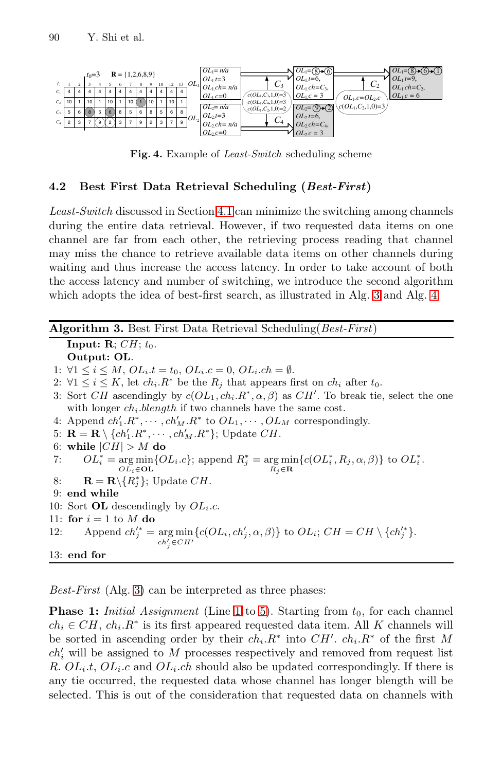Fig. 4. Example of *Least-Switch* scheduling scheme

## 4.2 Best First Data Retrieval Scheduling (*Best-First*)

*Least-Switch* discussed in Section 4.1 can minimize the switching among channels during the entire data retrieval. However, if two requested data items on one channel are far from each other, the retrieving process reading that channel may miss the chance to retrieve available data items on other channels during waiting and thus increase the access latency. In order to take account of both the access latency and number of switching, we introduce the second algorithm which adopts the idea of best-first search, as illustrated in Alg. 3 and Alg. 4.

---

**Algorithm 3.** Best First Data Retrieval Scheduling(*Best-First*)

---

**Input:** $\mathbf{R}$; $CH$; $t_0$.
**Output:** $\mathbf{OL}$.

1: $\forall 1 \leq i \leq M$, $OL_i.t = t_0$, $OL_i.c = 0$, $OL_i.ch = \emptyset$.
2: $\forall 1 \leq i \leq K$, let $ch_i.R^*$ be the $R_j$ that appears first on $ch_i$ after $t_0$.
3: Sort $CH$ ascendingly by $c(OL_1, ch_i.R^*, \alpha, \beta)$ as $CH'$. To break tie, select the one with longer $ch_i.blength$ if two channels have the same cost.
4: Append $ch'_1.R^*, \cdots, ch'_M.R^*$ to $OL_1, \cdots, OL_M$ correspondingly.
5: $\mathbf{R} = \mathbf{R} \setminus \{ch'_1.R^*, \cdots, ch'_M.R^*\}$; Update $CH$.
6: **while** $|CH| > M$ **do**
7: $\quad OL_i^* = \arg\min_{OL_i \in \mathbf{OL}} \{OL_i.c\}$; append $R_j^* = \arg\min_{R_j \in \mathbf{R}} \{c(OL_i^*, R_j, \alpha, \beta)\}$ to $OL_i^*$.
8: $\quad \mathbf{R} = \mathbf{R} \setminus \{R_j^*\}$; Update $CH$.
9: **end while**
10: Sort $\mathbf{OL}$ descendingly by $OL_i.c$.
11: **for** $i = 1$ to $M$ **do**
12: $\quad$ Append $ch_j'^* = \arg\min_{ch'_j \in CH'} \{c(OL_i, ch'_j, \alpha, \beta)\}$ to $OL_i$; $CH = CH \setminus \{ch_j'^*\}$.
13: **end for**

---

*Best-First* (Alg. 3) can be interpreted as three phases:

**Phase 1:** *Initial Assignment* (Line 1 to 5). Starting from $t_0$, for each channel $ch_i \in CH$, $ch_i.R^*$ is its first appeared requested data item. All $K$ channels will be sorted in ascending order by their $ch_i.R^*$ into $CH'$. $ch_i.R^*$ of the first $M$ $ch'_i$ will be assigned to $M$ processes respectively and removed from request list $R$. $OL_i.t$, $OL_i.c$ and $OL_i.ch$ should also be updated correspondingly. If there is any tie occurred, the requested data whose channel has longer blength will be selected. This is out of the consideration that requested data on channels with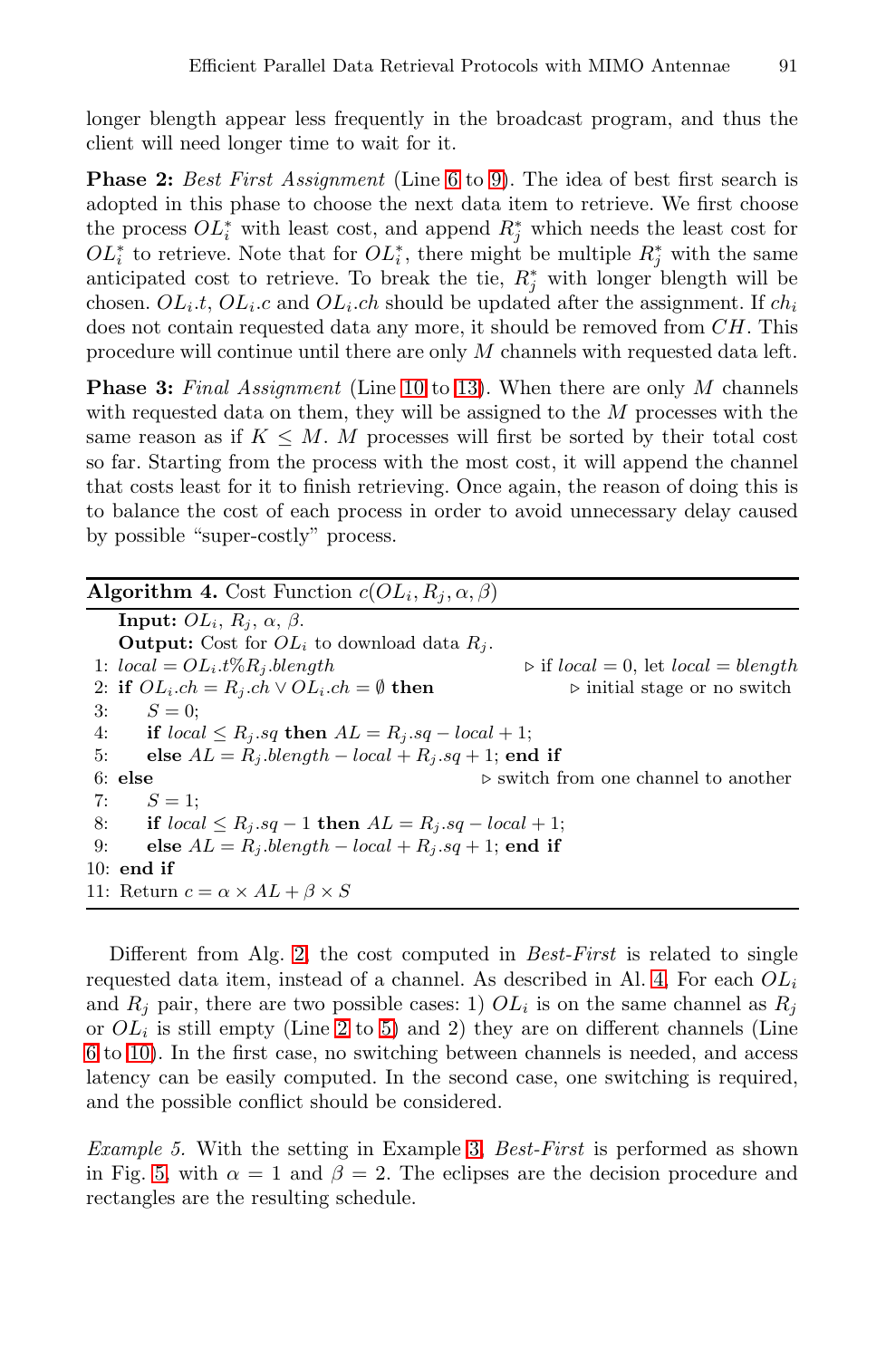longer blength appear less frequently in the broadcast program, and thus the client will need longer time to wait for it.

**Phase 2:** *Best First Assignment* (Line 6 to 9). The idea of best first search is adopted in this phase to choose the next data item to retrieve. We first choose the process $OL_i^*$ with least cost, and append $R_j^*$ which needs the least cost for $OL_i^*$ to retrieve. Note that for $OL_i^*$, there might be multiple $R_j^*$ with the same anticipated cost to retrieve. To break the tie, $R_j^*$ with longer blength will be chosen. $OL_i.t$, $OL_i.c$ and $OL_i.ch$ should be updated after the assignment. If $ch_i$ does not contain requested data any more, it should be removed from $CH$. This procedure will continue until there are only $M$ channels with requested data left.

**Phase 3:** *Final Assignment* (Line 10 to 13). When there are only $M$ channels with requested data on them, they will be assigned to the $M$ processes with the same reason as if $K \leq M$. $M$ processes will first be sorted by their total cost so far. Starting from the process with the most cost, it will append the channel that costs least for it to finish retrieving. Once again, the reason of doing this is to balance the cost of each process in order to avoid unnecessary delay caused by possible "super-costly" process.

**Algorithm 4.** Cost Function $c(OL_i, R_j, \alpha, \beta)$

```
    Input: OL_i, R_j, α, β.
    Output: Cost for OL_i to download data R_j.
 1: local = OL_i.t%R_j.blength              ▷ if local = 0, let local = blength
 2: if OL_i.ch = R_j.ch ∨ OL_i.ch = ∅ then     ▷ initial stage or no switch
 3:     S = 0;
 4:     if local ≤ R_j.sq then AL = R_j.sq − local + 1;
 5:     else AL = R_j.blength − local + R_j.sq + 1; end if
 6: else                                    ▷ switch from one channel to another
 7:     S = 1;
 8:     if local ≤ R_j.sq − 1 then AL = R_j.sq − local + 1;
 9:     else AL = R_j.blength − local + R_j.sq + 1; end if
10: end if
11: Return c = α × AL + β × S
```

Different from Alg. 2, the cost computed in *Best-First* is related to single requested data item, instead of a channel. As described in Al. 4, For each $OL_i$ and $R_j$ pair, there are two possible cases: 1) $OL_i$ is on the same channel as $R_j$ or $OL_i$ is still empty (Line 2 to 5) and 2) they are on different channels (Line 6 to 10). In the first case, no switching between channels is needed, and access latency can be easily computed. In the second case, one switching is required, and the possible conflict should be considered.

*Example 5.* With the setting in Example 3, *Best-First* is performed as shown in Fig. 5, with $\alpha = 1$ and $\beta = 2$. The eclipses are the decision procedure and rectangles are the resulting schedule.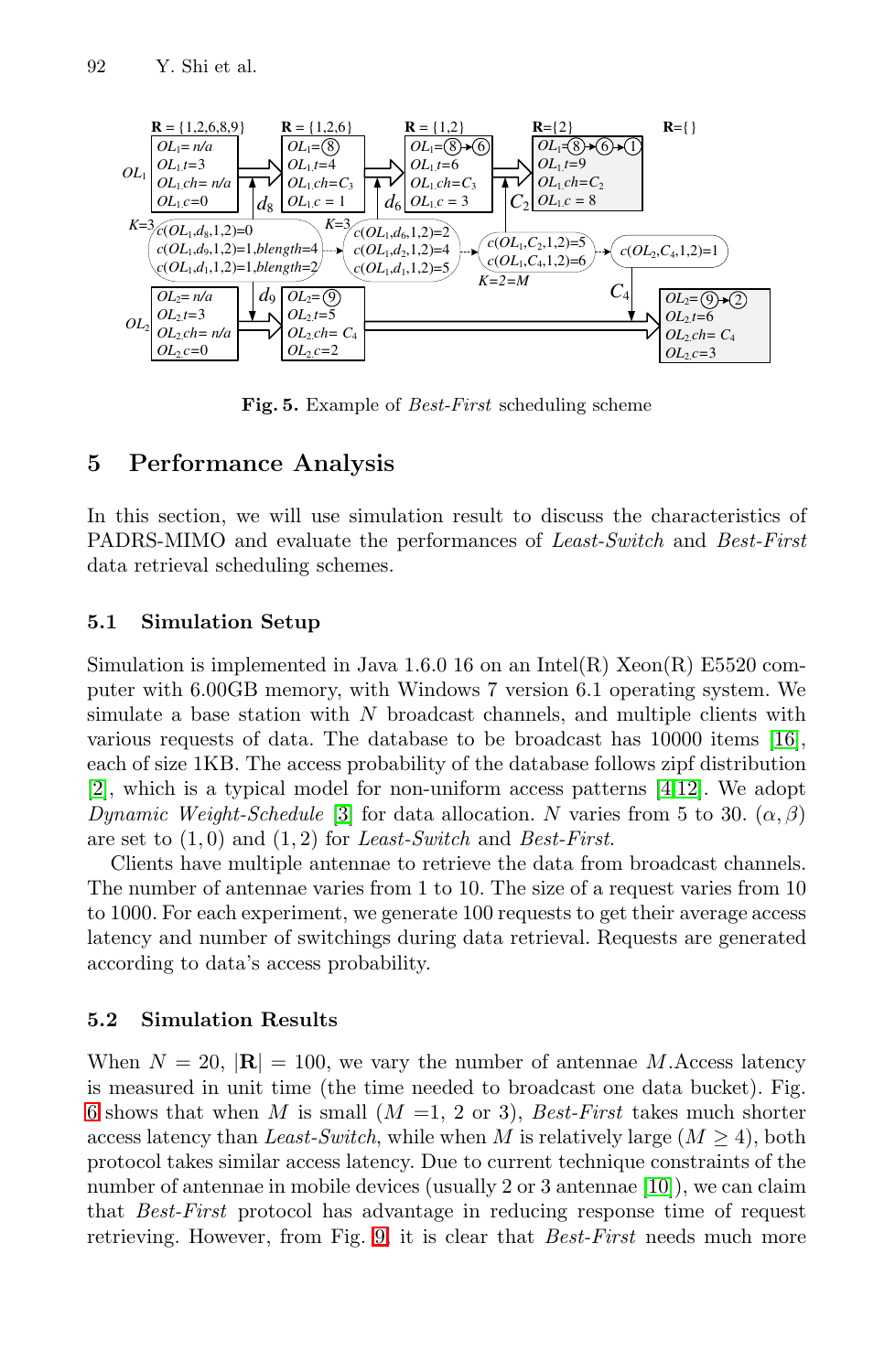Fig. 5. Example of *Best-First* scheduling scheme

## 5 Performance Analysis

In this section, we will use simulation result to discuss the characteristics of PADRS-MIMO and evaluate the performances of *Least-Switch* and *Best-First* data retrieval scheduling schemes.

### 5.1 Simulation Setup

Simulation is implemented in Java 1.6.0 16 on an Intel(R) Xeon(R) E5520 computer with 6.00GB memory, with Windows 7 version 6.1 operating system. We simulate a base station with $N$ broadcast channels, and multiple clients with various requests of data. The database to be broadcast has 10000 items [16], each of size 1KB. The access probability of the database follows zipf distribution [2], which is a typical model for non-uniform access patterns [4,12]. We adopt *Dynamic Weight-Schedule* [3] for data allocation. $N$ varies from 5 to 30. $(\alpha, \beta)$ are set to $(1, 0)$ and $(1, 2)$ for *Least-Switch* and *Best-First*.

Clients have multiple antennae to retrieve the data from broadcast channels. The number of antennae varies from 1 to 10. The size of a request varies from 10 to 1000. For each experiment, we generate 100 requests to get their average access latency and number of switchings during data retrieval. Requests are generated according to data's access probability.

### 5.2 Simulation Results

When $N = 20$, $|\mathbf{R}| = 100$, we vary the number of antennae $M$.Access latency is measured in unit time (the time needed to broadcast one data bucket). Fig. 6 shows that when $M$ is small ($M$ =1, 2 or 3), *Best-First* takes much shorter access latency than *Least-Switch*, while when $M$ is relatively large ($M \geq 4$), both protocol takes similar access latency. Due to current technique constraints of the number of antennae in mobile devices (usually 2 or 3 antennae [10]), we can claim that *Best-First* protocol has advantage in reducing response time of request retrieving. However, from Fig. 9, it is clear that *Best-First* needs much more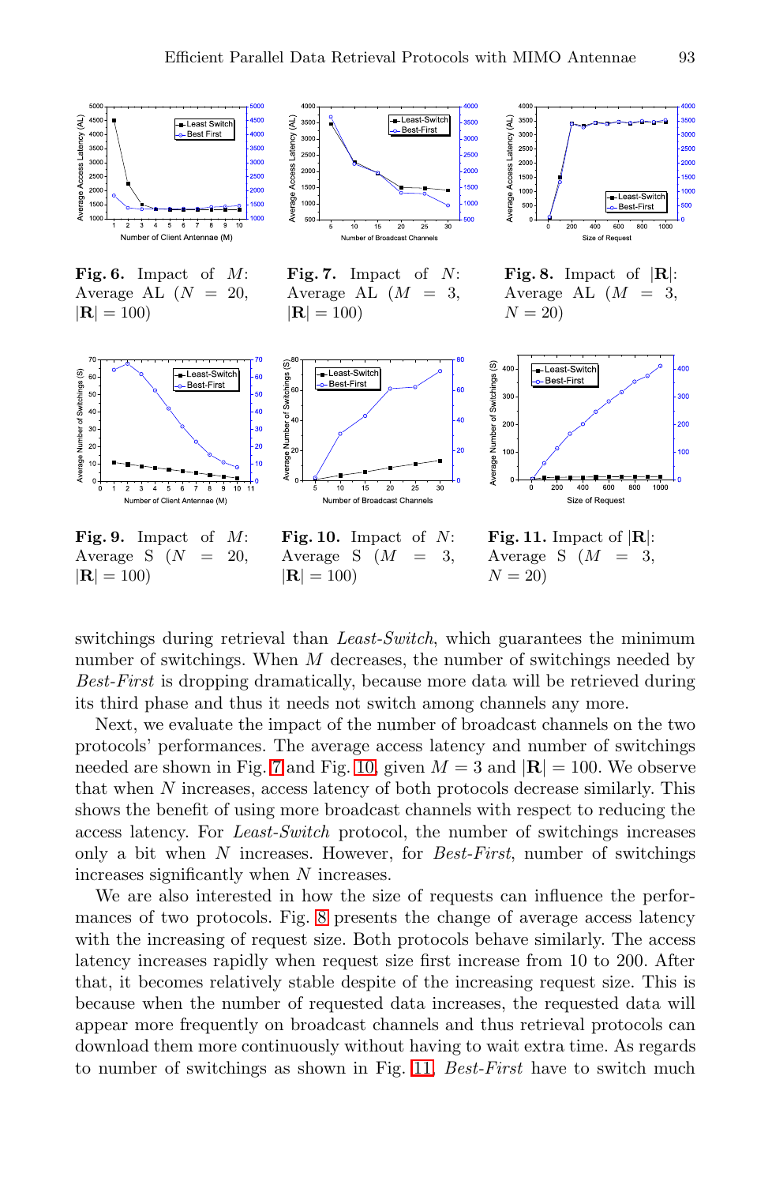**Fig. 6.** Impact of $M$: Average AL ($N = 20$, $|\mathbf{R}| = 100$)

**Fig. 7.** Impact of $N$: Average AL ($M = 3$, $|\mathbf{R}| = 100$)

**Fig. 8.** Impact of $|\mathbf{R}|$: Average AL ($M = 3$, $N = 20$)

**Fig. 9.** Impact of $M$: Average S ($N = 20$, $|\mathbf{R}| = 100$)

**Fig. 10.** Impact of $N$: Average S ($M = 3$, $|\mathbf{R}| = 100$)

**Fig. 11.** Impact of $|\mathbf{R}|$: Average S ($M = 3$, $N = 20$)

switchings during retrieval than *Least-Switch*, which guarantees the minimum number of switchings. When $M$ decreases, the number of switchings needed by *Best-First* is dropping dramatically, because more data will be retrieved during its third phase and thus it needs not switch among channels any more.

Next, we evaluate the impact of the number of broadcast channels on the two protocols' performances. The average access latency and number of switchings needed are shown in Fig. 7 and Fig. 10, given $M = 3$ and $|\mathbf{R}| = 100$. We observe that when $N$ increases, access latency of both protocols decrease similarly. This shows the benefit of using more broadcast channels with respect to reducing the access latency. For *Least-Switch* protocol, the number of switchings increases only a bit when $N$ increases. However, for *Best-First*, number of switchings increases significantly when $N$ increases.

We are also interested in how the size of requests can influence the performances of two protocols. Fig. 8 presents the change of average access latency with the increasing of request size. Both protocols behave similarly. The access latency increases rapidly when request size first increase from 10 to 200. After that, it becomes relatively stable despite of the increasing request size. This is because when the number of requested data increases, the requested data will appear more frequently on broadcast channels and thus retrieval protocols can download them more continuously without having to wait extra time. As regards to number of switchings as shown in Fig. 11, *Best-First* have to switch much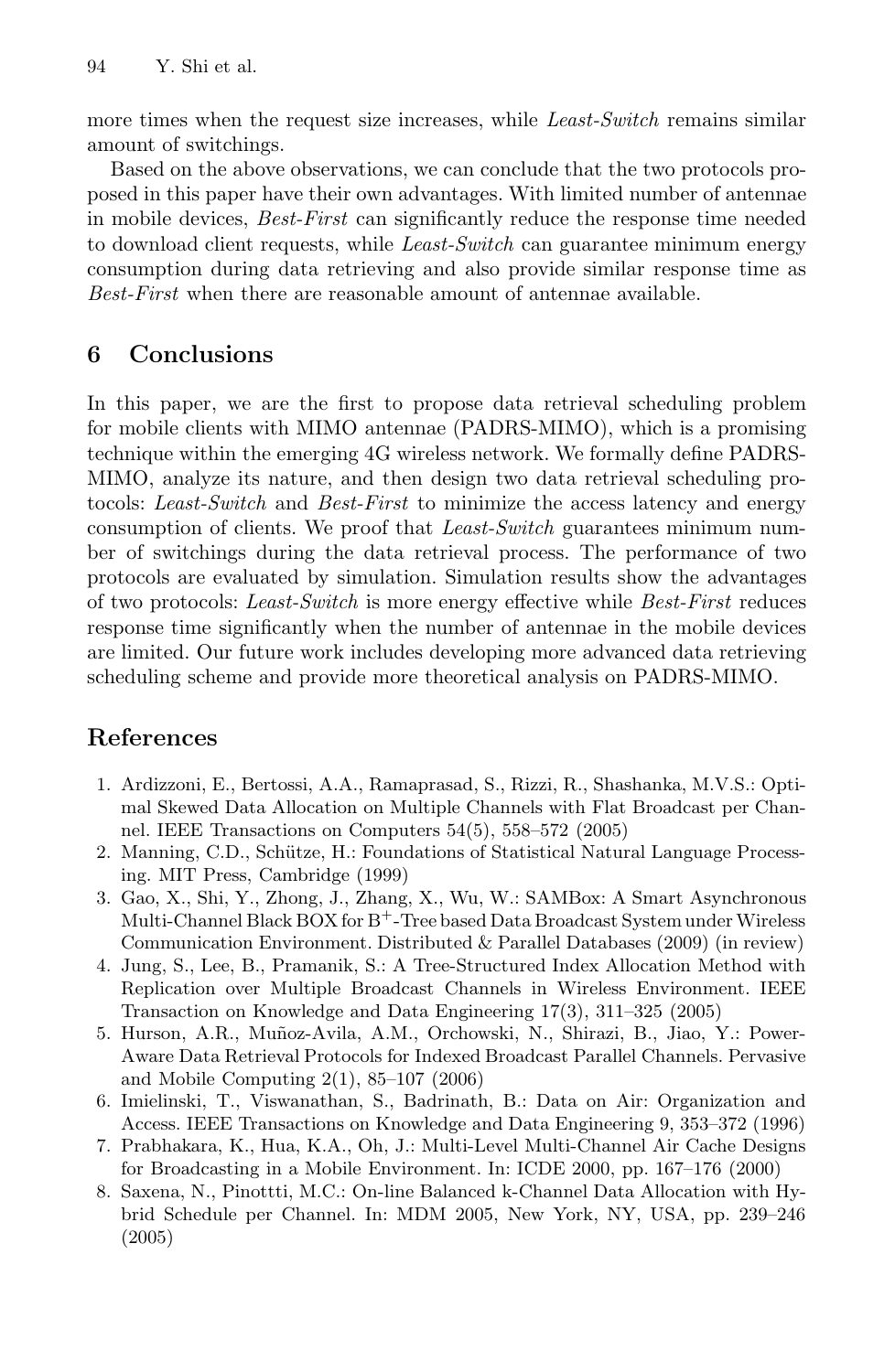more times when the request size increases, while *Least-Switch* remains similar amount of switchings.

Based on the above observations, we can conclude that the two protocols proposed in this paper have their own advantages. With limited number of antennae in mobile devices, *Best-First* can significantly reduce the response time needed to download client requests, while *Least-Switch* can guarantee minimum energy consumption during data retrieving and also provide similar response time as *Best-First* when there are reasonable amount of antennae available.

## 6 Conclusions

In this paper, we are the first to propose data retrieval scheduling problem for mobile clients with MIMO antennae (PADRS-MIMO), which is a promising technique within the emerging 4G wireless network. We formally define PADRS-MIMO, analyze its nature, and then design two data retrieval scheduling protocols: *Least-Switch* and *Best-First* to minimize the access latency and energy consumption of clients. We proof that *Least-Switch* guarantees minimum number of switchings during the data retrieval process. The performance of two protocols are evaluated by simulation. Simulation results show the advantages of two protocols: *Least-Switch* is more energy effective while *Best-First* reduces response time significantly when the number of antennae in the mobile devices are limited. Our future work includes developing more advanced data retrieving scheduling scheme and provide more theoretical analysis on PADRS-MIMO.

## References

1. Ardizzoni, E., Bertossi, A.A., Ramaprasad, S., Rizzi, R., Shashanka, M.V.S.: Optimal Skewed Data Allocation on Multiple Channels with Flat Broadcast per Channel. IEEE Transactions on Computers 54(5), 558–572 (2005)
2. Manning, C.D., Schütze, H.: Foundations of Statistical Natural Language Processing. MIT Press, Cambridge (1999)
3. Gao, X., Shi, Y., Zhong, J., Zhang, X., Wu, W.: SAMBox: A Smart Asynchronous Multi-Channel Black BOX for $B^+$-Tree based Data Broadcast System under Wireless Communication Environment. Distributed & Parallel Databases (2009) (in review)
4. Jung, S., Lee, B., Pramanik, S.: A Tree-Structured Index Allocation Method with Replication over Multiple Broadcast Channels in Wireless Environment. IEEE Transaction on Knowledge and Data Engineering 17(3), 311–325 (2005)
5. Hurson, A.R., Muñoz-Avila, A.M., Orchowski, N., Shirazi, B., Jiao, Y.: Power-Aware Data Retrieval Protocols for Indexed Broadcast Parallel Channels. Pervasive and Mobile Computing 2(1), 85–107 (2006)
6. Imielinski, T., Viswanathan, S., Badrinath, B.: Data on Air: Organization and Access. IEEE Transactions on Knowledge and Data Engineering 9, 353–372 (1996)
7. Prabhakara, K., Hua, K.A., Oh, J.: Multi-Level Multi-Channel Air Cache Designs for Broadcasting in a Mobile Environment. In: ICDE 2000, pp. 167–176 (2000)
8. Saxena, N., Pinottti, M.C.: On-line Balanced k-Channel Data Allocation with Hybrid Schedule per Channel. In: MDM 2005, New York, NY, USA, pp. 239–246 (2005)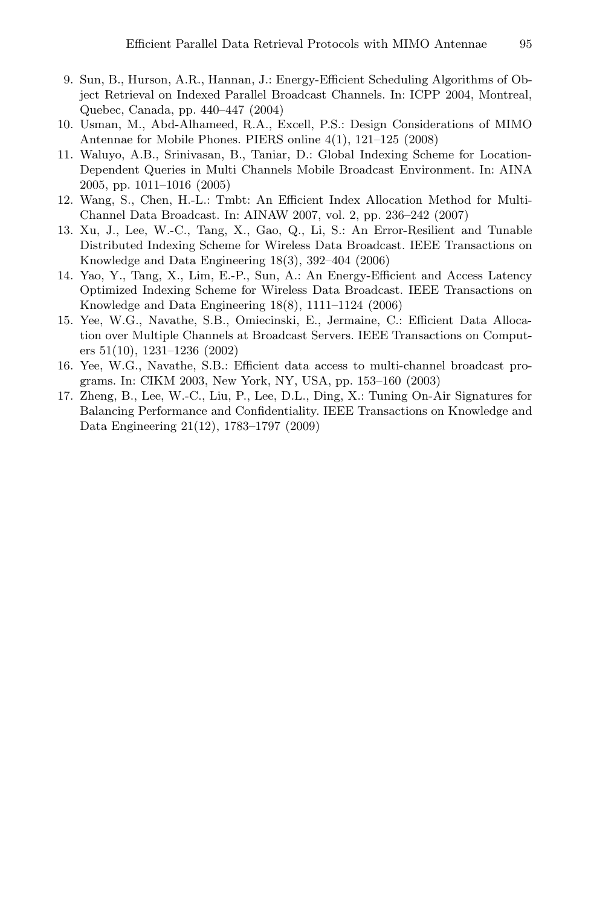9. Sun, B., Hurson, A.R., Hannan, J.: Energy-Efficient Scheduling Algorithms of Object Retrieval on Indexed Parallel Broadcast Channels. In: ICPP 2004, Montreal, Quebec, Canada, pp. 440–447 (2004)
10. Usman, M., Abd-Alhameed, R.A., Excell, P.S.: Design Considerations of MIMO Antennae for Mobile Phones. PIERS online 4(1), 121–125 (2008)
11. Waluyo, A.B., Srinivasan, B., Taniar, D.: Global Indexing Scheme for Location-Dependent Queries in Multi Channels Mobile Broadcast Environment. In: AINA 2005, pp. 1011–1016 (2005)
12. Wang, S., Chen, H.-L.: Tmbt: An Efficient Index Allocation Method for Multi-Channel Data Broadcast. In: AINAW 2007, vol. 2, pp. 236–242 (2007)
13. Xu, J., Lee, W.-C., Tang, X., Gao, Q., Li, S.: An Error-Resilient and Tunable Distributed Indexing Scheme for Wireless Data Broadcast. IEEE Transactions on Knowledge and Data Engineering 18(3), 392–404 (2006)
14. Yao, Y., Tang, X., Lim, E.-P., Sun, A.: An Energy-Efficient and Access Latency Optimized Indexing Scheme for Wireless Data Broadcast. IEEE Transactions on Knowledge and Data Engineering 18(8), 1111–1124 (2006)
15. Yee, W.G., Navathe, S.B., Omiecinski, E., Jermaine, C.: Efficient Data Allocation over Multiple Channels at Broadcast Servers. IEEE Transactions on Computers 51(10), 1231–1236 (2002)
16. Yee, W.G., Navathe, S.B.: Efficient data access to multi-channel broadcast programs. In: CIKM 2003, New York, NY, USA, pp. 153–160 (2003)
17. Zheng, B., Lee, W.-C., Liu, P., Lee, D.L., Ding, X.: Tuning On-Air Signatures for Balancing Performance and Confidentiality. IEEE Transactions on Knowledge and Data Engineering 21(12), 1783–1797 (2009)